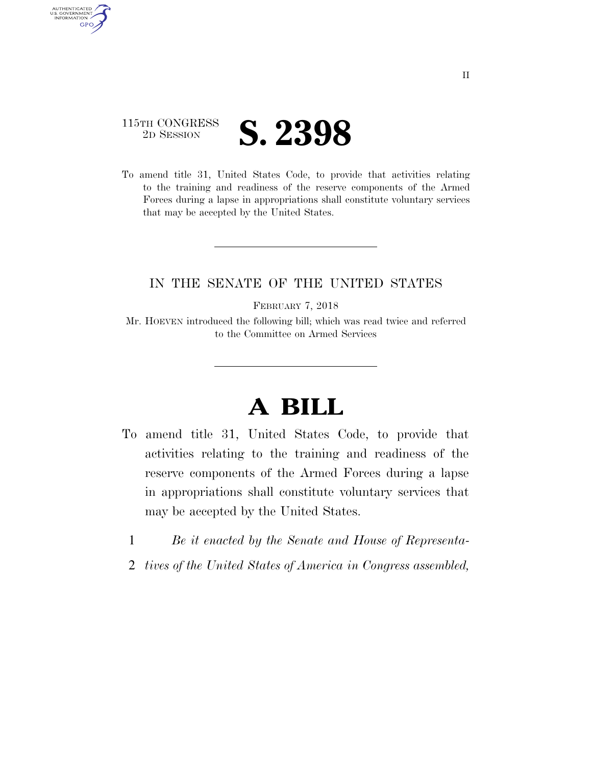115TH CONGRESS
2D SESSION

# S. 2398

To amend title 31, United States Code, to provide that activities relating to the training and readiness of the reserve components of the Armed Forces during a lapse in appropriations shall constitute voluntary services that may be accepted by the United States.

IN THE SENATE OF THE UNITED STATES

FEBRUARY 7, 2018

Mr. HOEVEN introduced the following bill; which was read twice and referred to the Committee on Armed Services

# A BILL

To amend title 31, United States Code, to provide that activities relating to the training and readiness of the reserve components of the Armed Forces during a lapse in appropriations shall constitute voluntary services that may be accepted by the United States.

1 *Be it enacted by the Senate and House of Representa-*
2 *tives of the United States of America in Congress assembled,*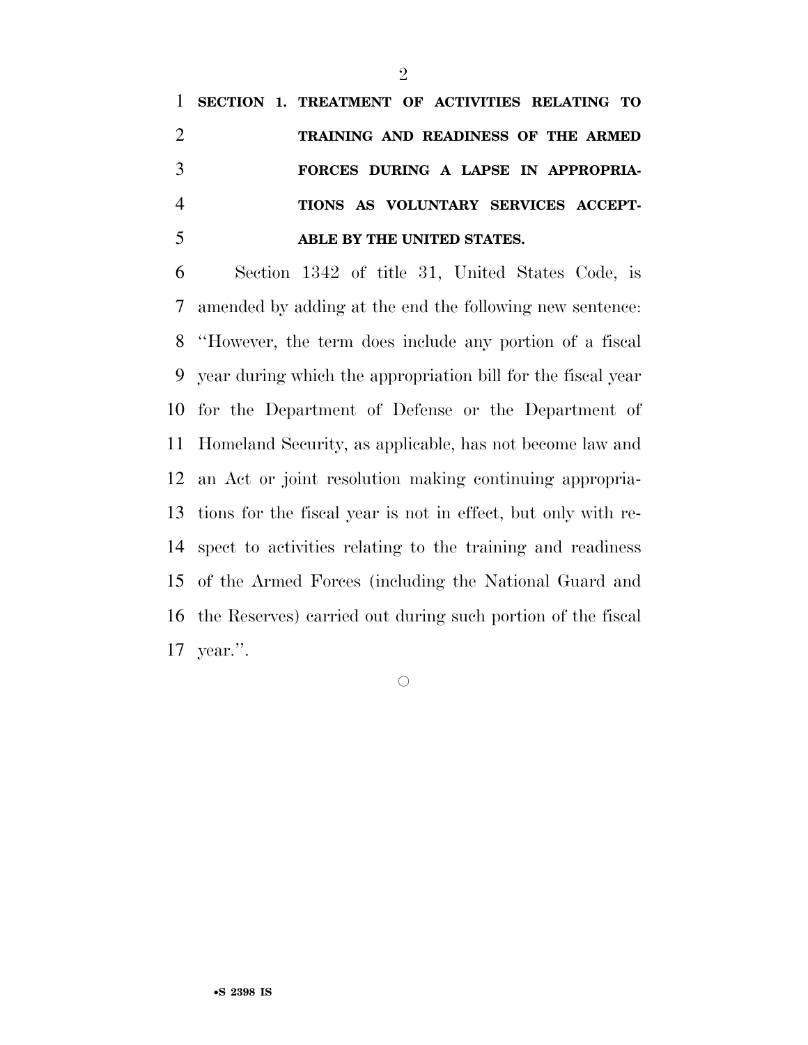**SECTION 1. TREATMENT OF ACTIVITIES RELATING TO TRAINING AND READINESS OF THE ARMED FORCES DURING A LAPSE IN APPROPRIATIONS AS VOLUNTARY SERVICES ACCEPTABLE BY THE UNITED STATES.**

Section 1342 of title 31, United States Code, is amended by adding at the end the following new sentence: "However, the term does include any portion of a fiscal year during which the appropriation bill for the fiscal year for the Department of Defense or the Department of Homeland Security, as applicable, has not become law and an Act or joint resolution making continuing appropriations for the fiscal year is not in effect, but only with respect to activities relating to the training and readiness of the Armed Forces (including the National Guard and the Reserves) carried out during such portion of the fiscal year.".

○